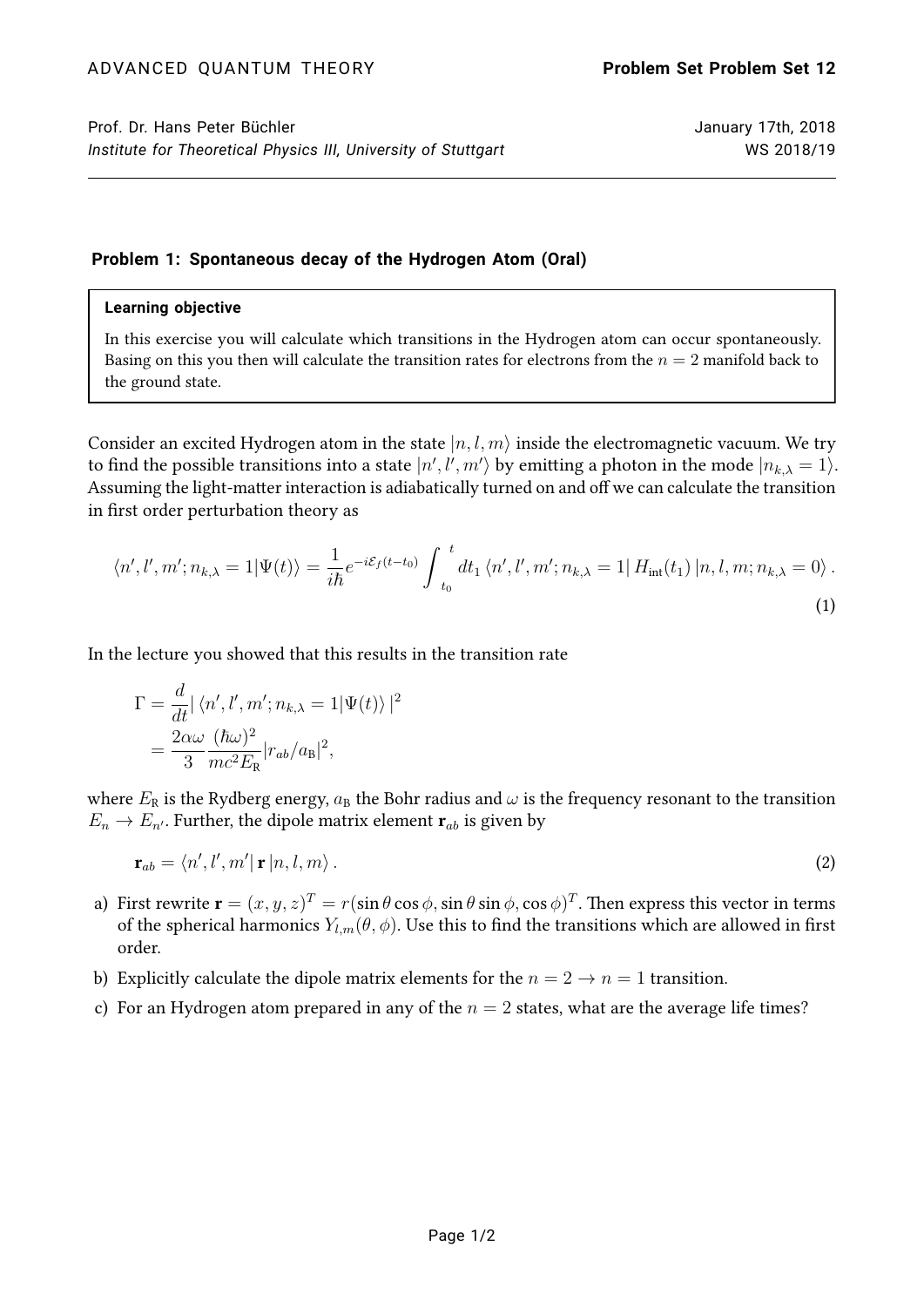Prof. Dr. Hans Peter Büchler  
*Institute for Theoretical Physics III, University of Stuttgart*

January 17th, 2018  
WS 2018/19

## Problem 1: Spontaneous decay of the Hydrogen Atom (Oral)

> **Learning objective**
>
> In this exercise you will calculate which transitions in the Hydrogen atom can occur spontaneously. Basing on this you then will calculate the transition rates for electrons from the $n = 2$ manifold back to the ground state.

Consider an excited Hydrogen atom in the state $|n, l, m\rangle$ inside the electromagnetic vacuum. We try to find the possible transitions into a state $|n', l', m'\rangle$ by emitting a photon in the mode $|n_{k,\lambda} = 1\rangle$. Assuming the light-matter interaction is adiabatically turned on and off we can calculate the transition in first order perturbation theory as

$$\langle n', l', m'; n_{k,\lambda} = 1|\Psi(t)\rangle = \frac{1}{i\hbar} e^{-i\mathcal{E}_f(t-t_0)} \int_{t_0}^{t} dt_1 \, \langle n', l', m'; n_{k,\lambda} = 1| \, H_{\text{int}}(t_1) \, |n, l, m; n_{k,\lambda} = 0\rangle \, . \tag{1}$$

In the lecture you showed that this results in the transition rate

$$\begin{aligned}
\Gamma &= \frac{d}{dt} |\, \langle n', l', m'; n_{k,\lambda} = 1|\Psi(t)\rangle \,|^2 \\
&= \frac{2\alpha\omega}{3} \frac{(\hbar\omega)^2}{mc^2 E_{\text{R}}} |r_{ab}/a_{\text{B}}|^2,
\end{aligned}$$

where $E_{\text{R}}$ is the Rydberg energy, $a_{\text{B}}$ the Bohr radius and $\omega$ is the frequency resonant to the transition $E_n \to E_{n'}$. Further, the dipole matrix element $\mathbf{r}_{ab}$ is given by

$$\mathbf{r}_{ab} = \langle n', l', m'| \, \mathbf{r} \, |n, l, m\rangle \, . \tag{2}$$

a) First rewrite $\mathbf{r} = (x, y, z)^T = r(\sin\theta\cos\phi, \sin\theta\sin\phi, \cos\phi)^T$. Then express this vector in terms of the spherical harmonics $Y_{l,m}(\theta, \phi)$. Use this to find the transitions which are allowed in first order.

b) Explicitly calculate the dipole matrix elements for the $n = 2 \to n = 1$ transition.

c) For an Hydrogen atom prepared in any of the $n = 2$ states, what are the average life times?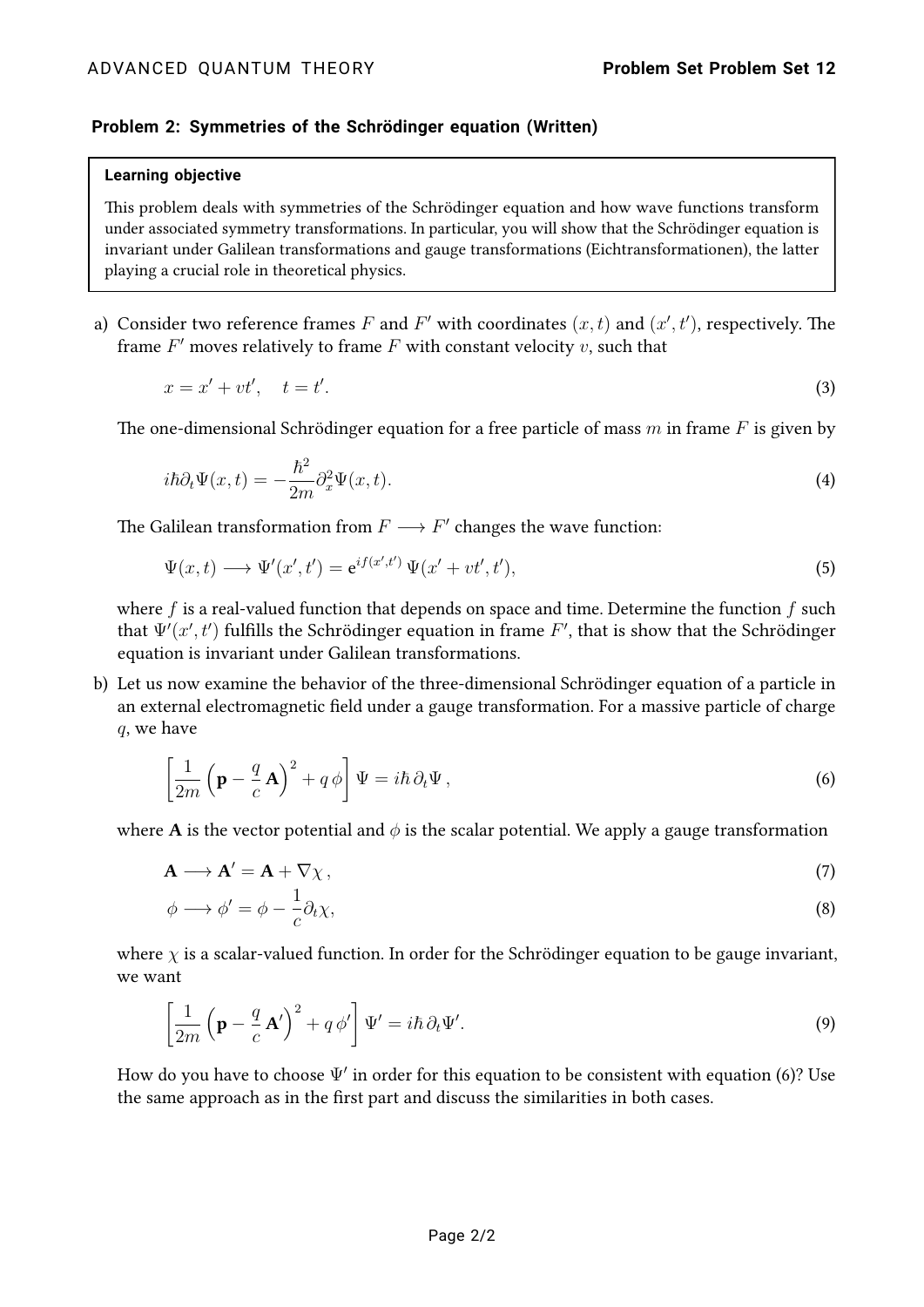### Problem 2: Symmetries of the Schrödinger equation (Written)

> **Learning objective**
>
> This problem deals with symmetries of the Schrödinger equation and how wave functions transform under associated symmetry transformations. In particular, you will show that the Schrödinger equation is invariant under Galilean transformations and gauge transformations (Eichtransformationen), the latter playing a crucial role in theoretical physics.

a) Consider two reference frames $F$ and $F'$ with coordinates $(x, t)$ and $(x', t')$, respectively. The frame $F'$ moves relatively to frame $F$ with constant velocity $v$, such that

$$x = x' + vt', \quad t = t'. \tag{3}$$

The one-dimensional Schrödinger equation for a free particle of mass $m$ in frame $F$ is given by

$$i\hbar\partial_t \Psi(x, t) = -\frac{\hbar^2}{2m}\partial_x^2 \Psi(x, t). \tag{4}$$

The Galilean transformation from $F \longrightarrow F'$ changes the wave function:

$$\Psi(x, t) \longrightarrow \Psi'(x', t') = \mathrm{e}^{if(x',t')}\,\Psi(x' + vt', t'), \tag{5}$$

where $f$ is a real-valued function that depends on space and time. Determine the function $f$ such that $\Psi'(x', t')$ fulfills the Schrödinger equation in frame $F'$, that is show that the Schrödinger equation is invariant under Galilean transformations.

b) Let us now examine the behavior of the three-dimensional Schrödinger equation of a particle in an external electromagnetic field under a gauge transformation. For a massive particle of charge $q$, we have

$$\left[\frac{1}{2m}\left(\mathbf{p} - \frac{q}{c}\,\mathbf{A}\right)^2 + q\,\phi\right]\Psi = i\hbar\,\partial_t\Psi\,, \tag{6}$$

where $\mathbf{A}$ is the vector potential and $\phi$ is the scalar potential. We apply a gauge transformation

$$\mathbf{A} \longrightarrow \mathbf{A}' = \mathbf{A} + \nabla\chi\,, \tag{7}$$

$$\phi \longrightarrow \phi' = \phi - \frac{1}{c}\partial_t\chi, \tag{8}$$

where $\chi$ is a scalar-valued function. In order for the Schrödinger equation to be gauge invariant, we want

$$\left[\frac{1}{2m}\left(\mathbf{p} - \frac{q}{c}\,\mathbf{A}'\right)^2 + q\,\phi'\right]\Psi' = i\hbar\,\partial_t\Psi'. \tag{9}$$

How do you have to choose $\Psi'$ in order for this equation to be consistent with equation (6)? Use the same approach as in the first part and discuss the similarities in both cases.